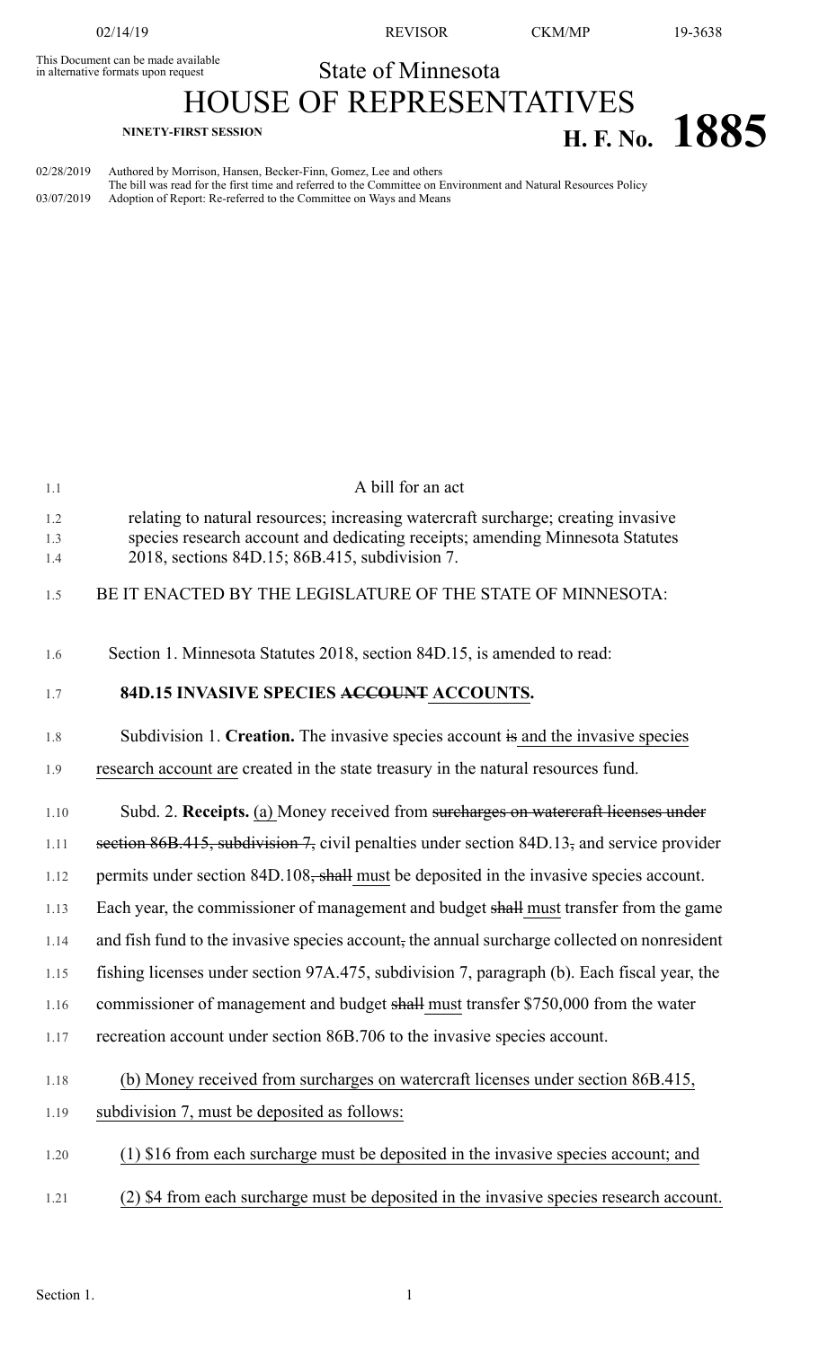This Document can be made available in alternative formats upon request

State of Minnesota

# HOUSE OF REPRESENTATIVES

NINETY-FIRST SESSION

**H. F. No. 1885**

02/28/2019 Authored by Morrison, Hansen, Becker-Finn, Gomez, Lee and others
The bill was read for the first time and referred to the Committee on Environment and Natural Resources Policy
03/07/2019 Adoption of Report: Re-referred to the Committee on Ways and Means

A bill for an act

relating to natural resources; increasing watercraft surcharge; creating invasive species research account and dedicating receipts; amending Minnesota Statutes 2018, sections 84D.15; 86B.415, subdivision 7.

BE IT ENACTED BY THE LEGISLATURE OF THE STATE OF MINNESOTA:

Section 1. Minnesota Statutes 2018, section 84D.15, is amended to read:

**84D.15 INVASIVE SPECIES ~~ACCOUNT~~ ACCOUNTS.**

Subdivision 1. **Creation.** The invasive species account ~~is~~ and the invasive species research account are created in the state treasury in the natural resources fund.

Subd. 2. **Receipts.** (a) Money received from ~~surcharges on watercraft licenses under section 86B.415, subdivision 7,~~ civil penalties under section 84D.13~~,~~ and service provider permits under section 84D.108~~, shall~~ must be deposited in the invasive species account. Each year, the commissioner of management and budget ~~shall~~ must transfer from the game and fish fund to the invasive species account~~,~~ the annual surcharge collected on nonresident fishing licenses under section 97A.475, subdivision 7, paragraph (b). Each fiscal year, the commissioner of management and budget ~~shall~~ must transfer $750,000 from the water recreation account under section 86B.706 to the invasive species account.

(b) Money received from surcharges on watercraft licenses under section 86B.415, subdivision 7, must be deposited as follows:

(1) $16 from each surcharge must be deposited in the invasive species account; and

(2) $4 from each surcharge must be deposited in the invasive species research account.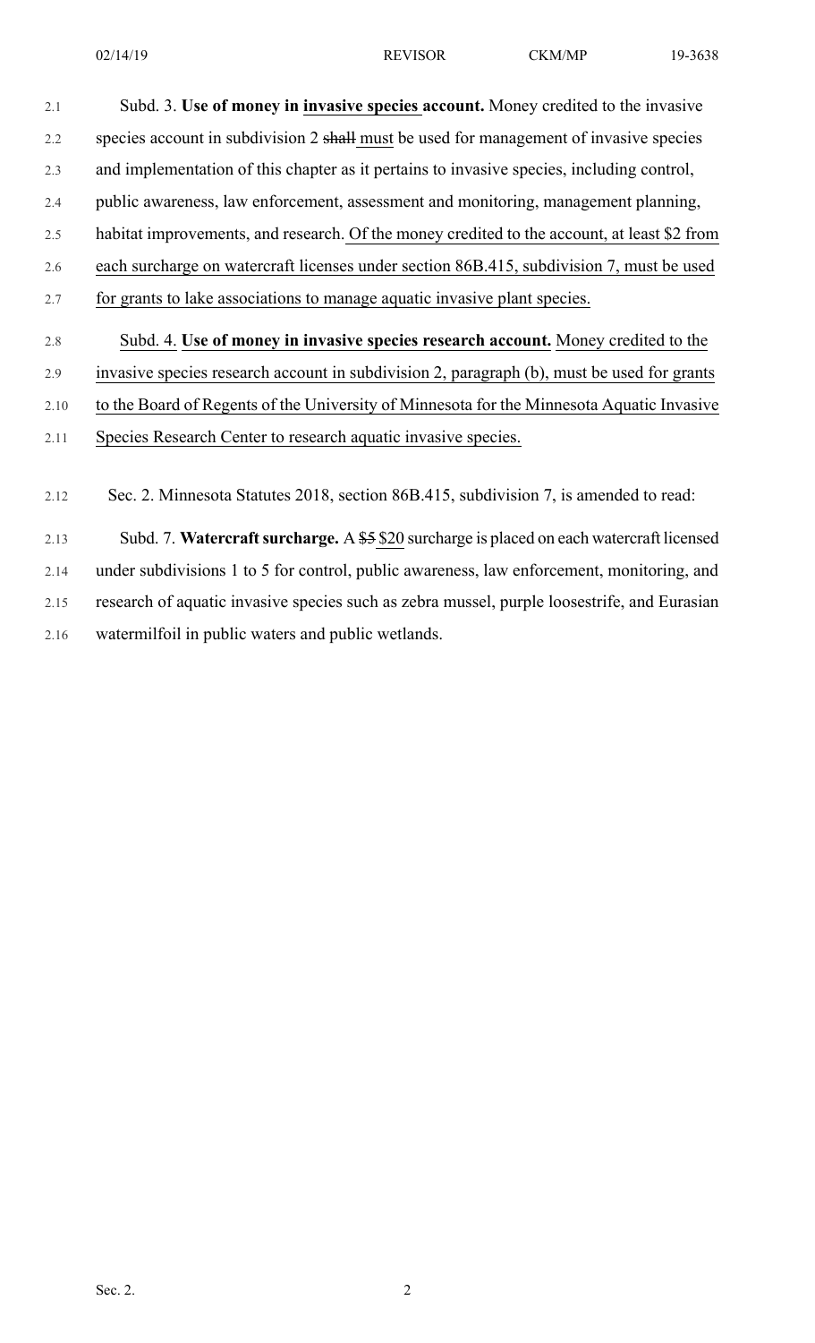Subd. 3. **Use of money in invasive species account.** Money credited to the invasive species account in subdivision 2 ~~shall~~ must be used for management of invasive species and implementation of this chapter as it pertains to invasive species, including control, public awareness, law enforcement, assessment and monitoring, management planning, habitat improvements, and research. Of the money credited to the account, at least $2 from each surcharge on watercraft licenses under section 86B.415, subdivision 7, must be used for grants to lake associations to manage aquatic invasive plant species.

Subd. 4. **Use of money in invasive species research account.** Money credited to the invasive species research account in subdivision 2, paragraph (b), must be used for grants to the Board of Regents of the University of Minnesota for the Minnesota Aquatic Invasive Species Research Center to research aquatic invasive species.

Sec. 2. Minnesota Statutes 2018, section 86B.415, subdivision 7, is amended to read:

Subd. 7. **Watercraft surcharge.** A ~~$5~~ $20 surcharge is placed on each watercraft licensed under subdivisions 1 to 5 for control, public awareness, law enforcement, monitoring, and research of aquatic invasive species such as zebra mussel, purple loosestrife, and Eurasian watermilfoil in public waters and public wetlands.